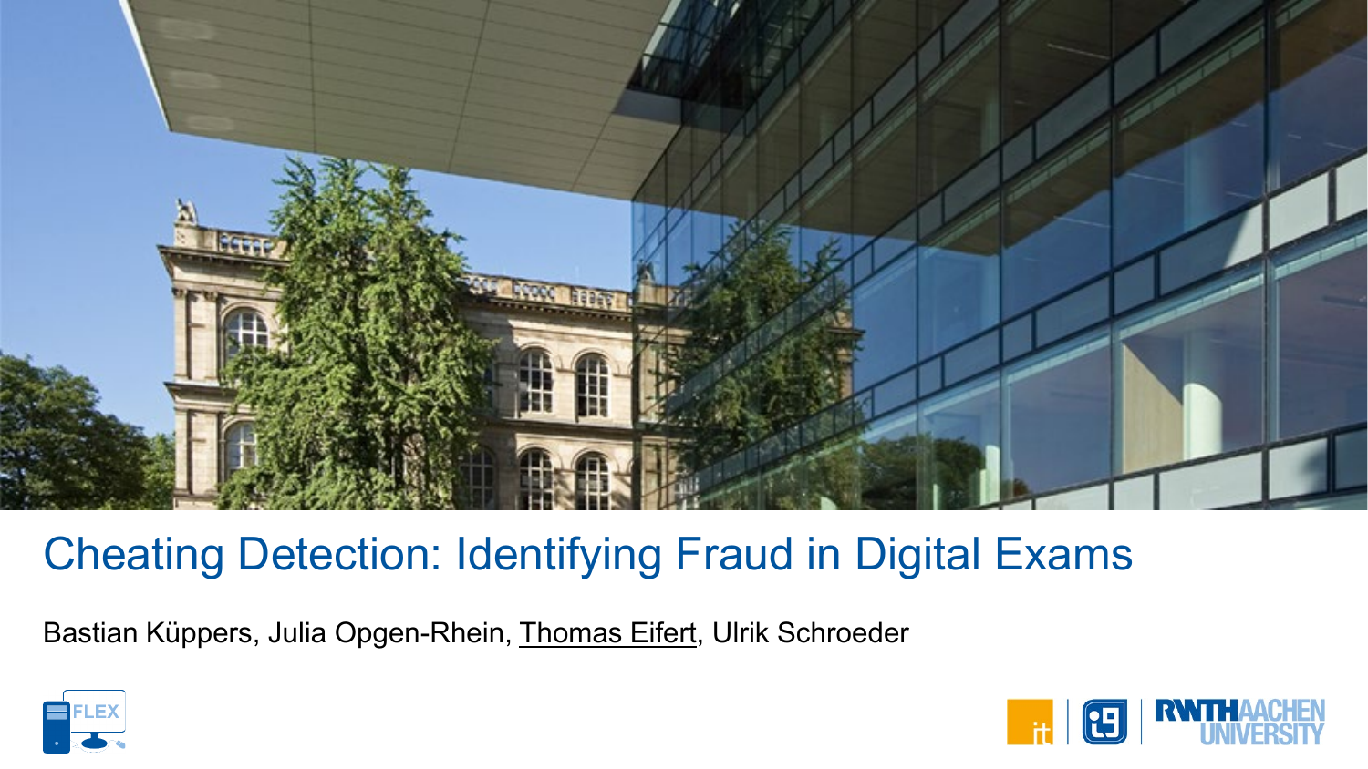# Cheating Detection: Identifying Fraud in Digital Exams

Bastian Küppers, Julia Opgen-Rhein, Thomas Eifert, Ulrik Schroeder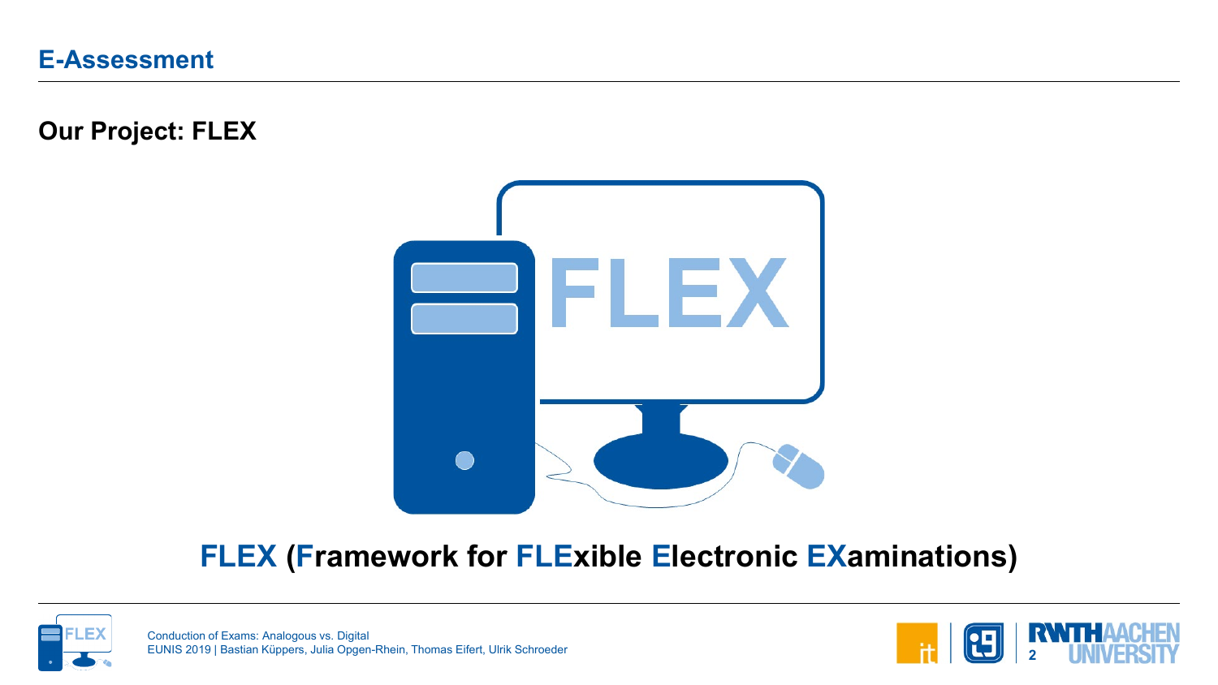# E-Assessment

## Our Project: FLEX

**FLEX (Framework for FLExible Electronic EXaminations)**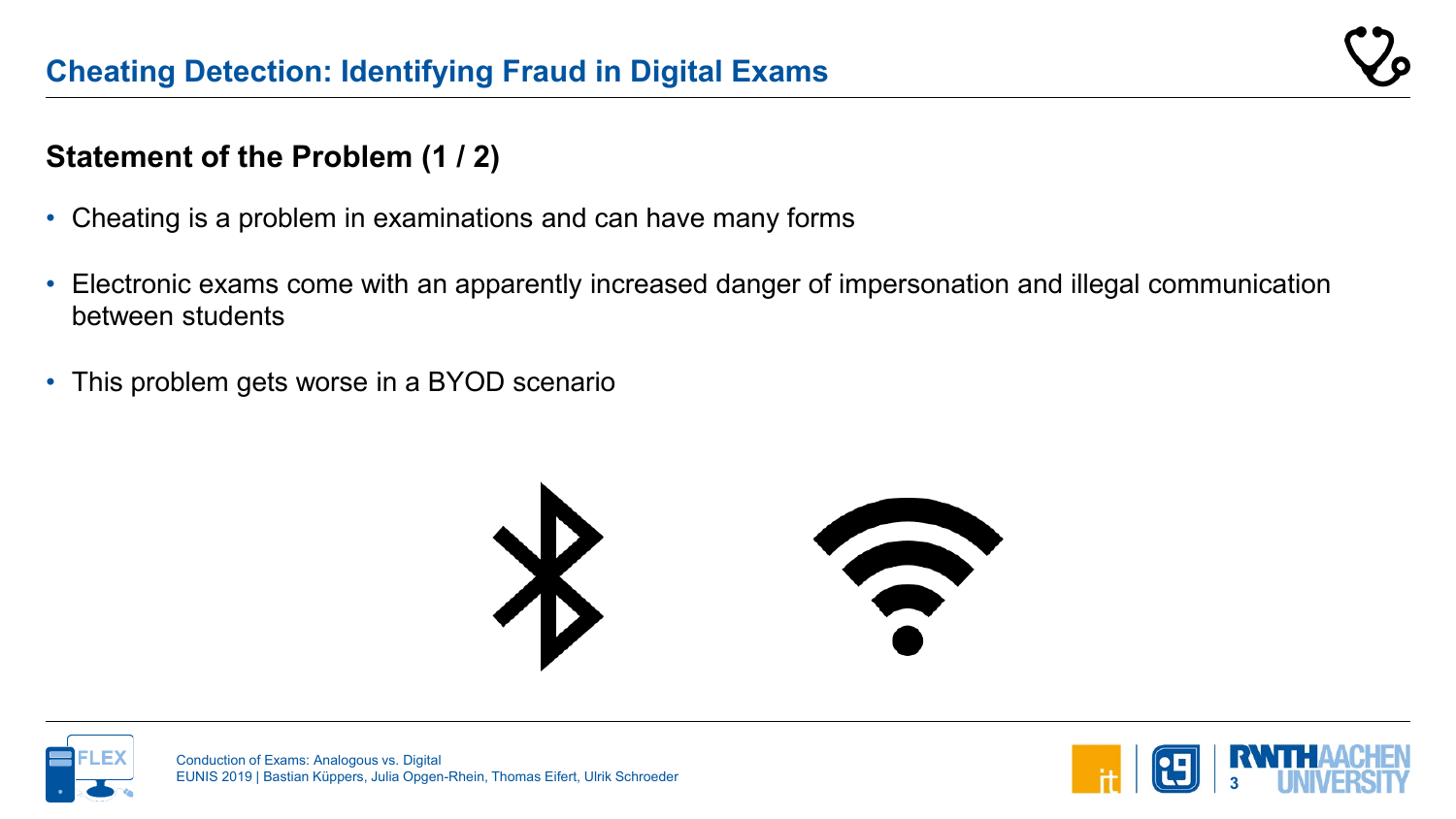# Cheating Detection: Identifying Fraud in Digital Exams

## Statement of the Problem (1 / 2)

- Cheating is a problem in examinations and can have many forms
- Electronic exams come with an apparently increased danger of impersonation and illegal communication between students
- This problem gets worse in a BYOD scenario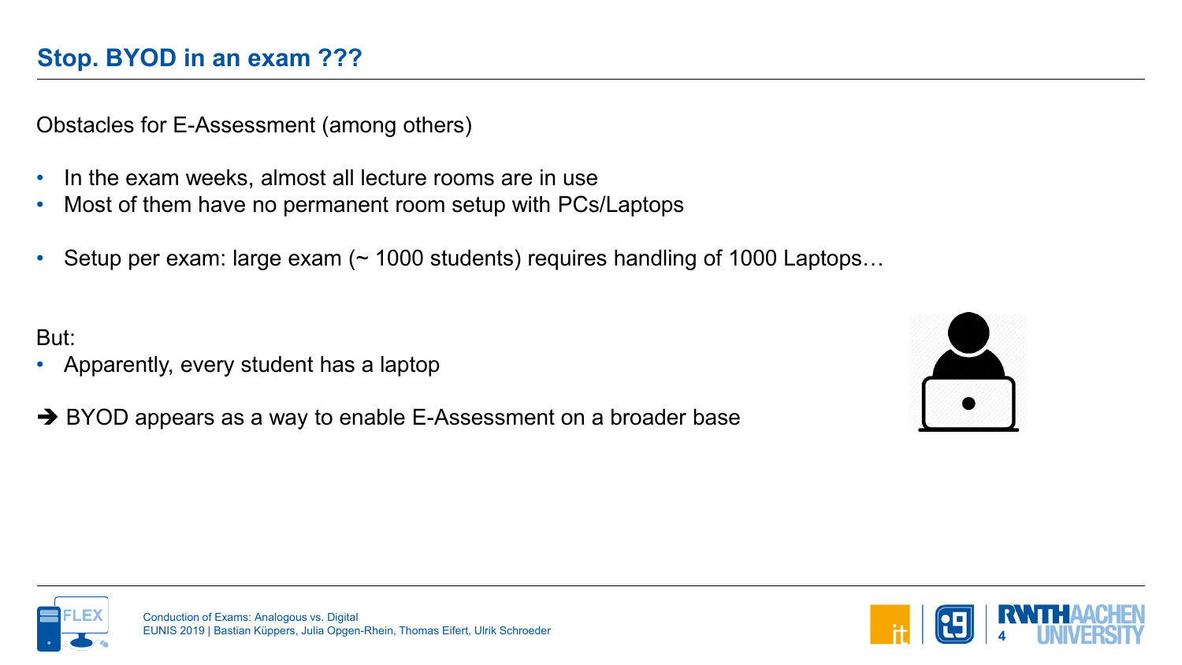## Stop. BYOD in an exam ???

Obstacles for E-Assessment (among others)

- In the exam weeks, almost all lecture rooms are in use
- Most of them have no permanent room setup with PCs/Laptops

- Setup per exam: large exam (~ 1000 students) requires handling of 1000 Laptops…

But:

- Apparently, every student has a laptop

➔ BYOD appears as a way to enable E-Assessment on a broader base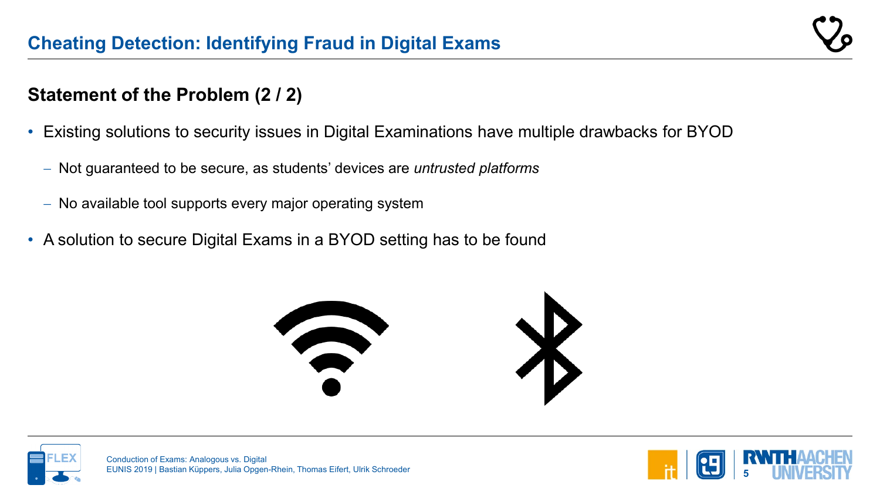# Cheating Detection: Identifying Fraud in Digital Exams

## Statement of the Problem (2 / 2)

- Existing solutions to security issues in Digital Examinations have multiple drawbacks for BYOD
  - Not guaranteed to be secure, as students' devices are *untrusted platforms*
  - No available tool supports every major operating system
- A solution to secure Digital Exams in a BYOD setting has to be found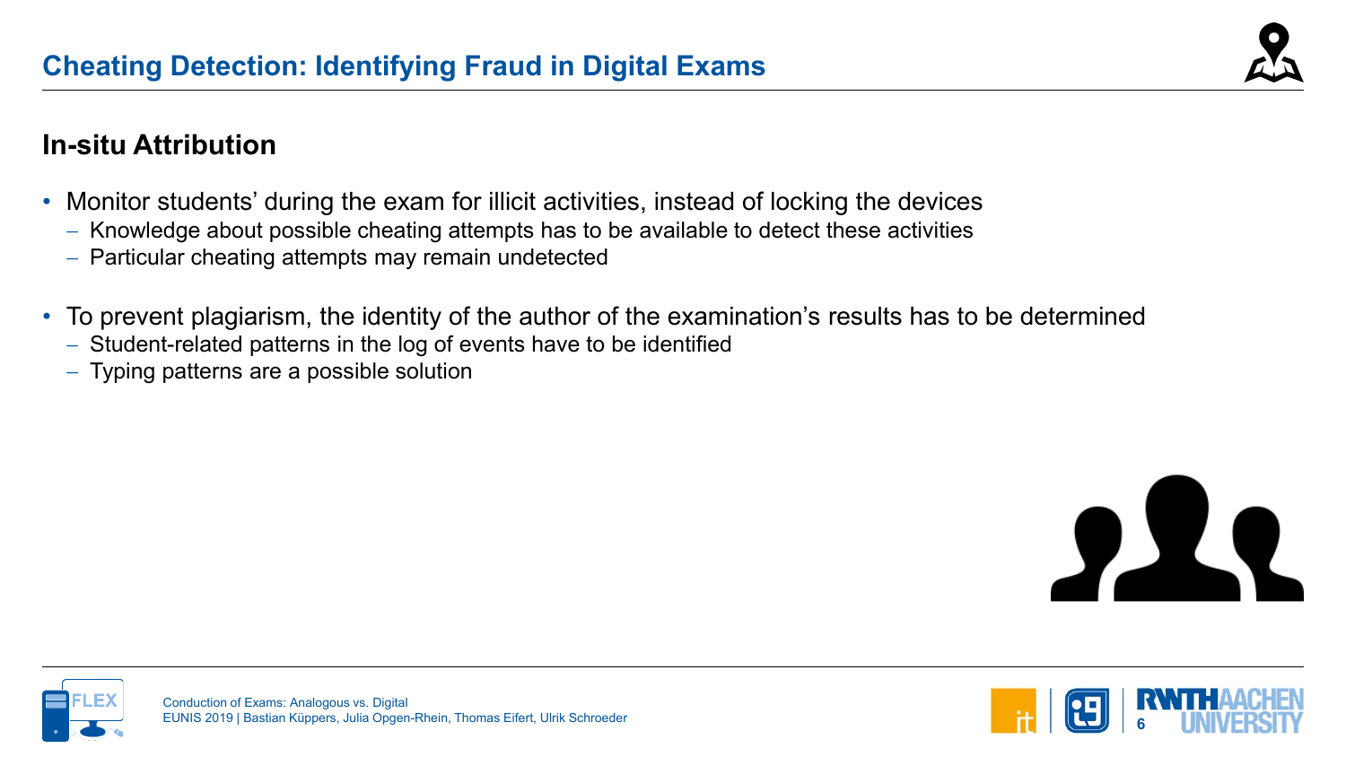# Cheating Detection: Identifying Fraud in Digital Exams

## In-situ Attribution

- Monitor students' during the exam for illicit activities, instead of locking the devices
  - Knowledge about possible cheating attempts has to be available to detect these activities
  - Particular cheating attempts may remain undetected
- To prevent plagiarism, the identity of the author of the examination's results has to be determined
  - Student-related patterns in the log of events have to be identified
  - Typing patterns are a possible solution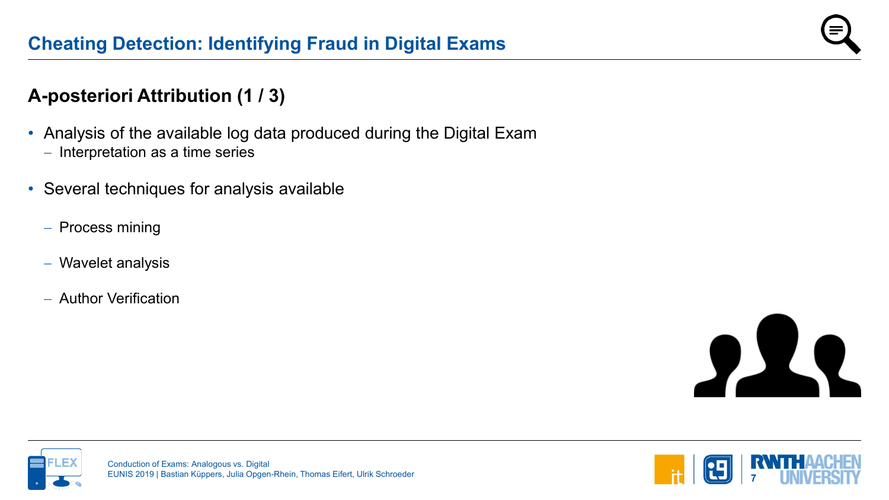## Cheating Detection: Identifying Fraud in Digital Exams

### A-posteriori Attribution (1 / 3)

- Analysis of the available log data produced during the Digital Exam
  - Interpretation as a time series
- Several techniques for analysis available
  - Process mining
  - Wavelet analysis
  - Author Verification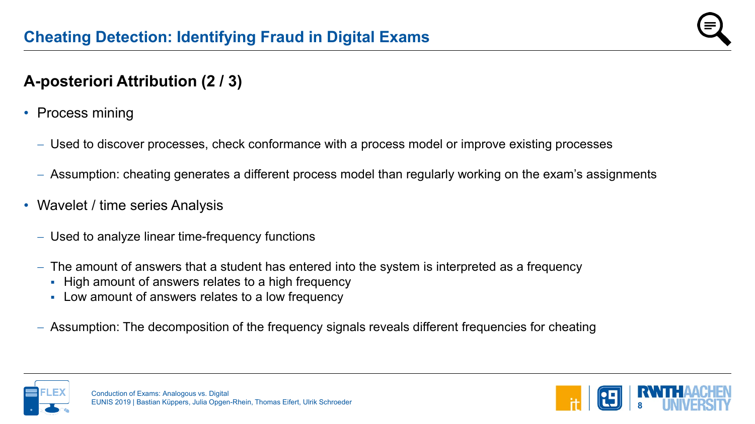# Cheating Detection: Identifying Fraud in Digital Exams

## A-posteriori Attribution (2 / 3)

- Process mining
  - Used to discover processes, check conformance with a process model or improve existing processes
  - Assumption: cheating generates a different process model than regularly working on the exam's assignments
- Wavelet / time series Analysis
  - Used to analyze linear time-frequency functions
  - The amount of answers that a student has entered into the system is interpreted as a frequency
    - High amount of answers relates to a high frequency
    - Low amount of answers relates to a low frequency
  - Assumption: The decomposition of the frequency signals reveals different frequencies for cheating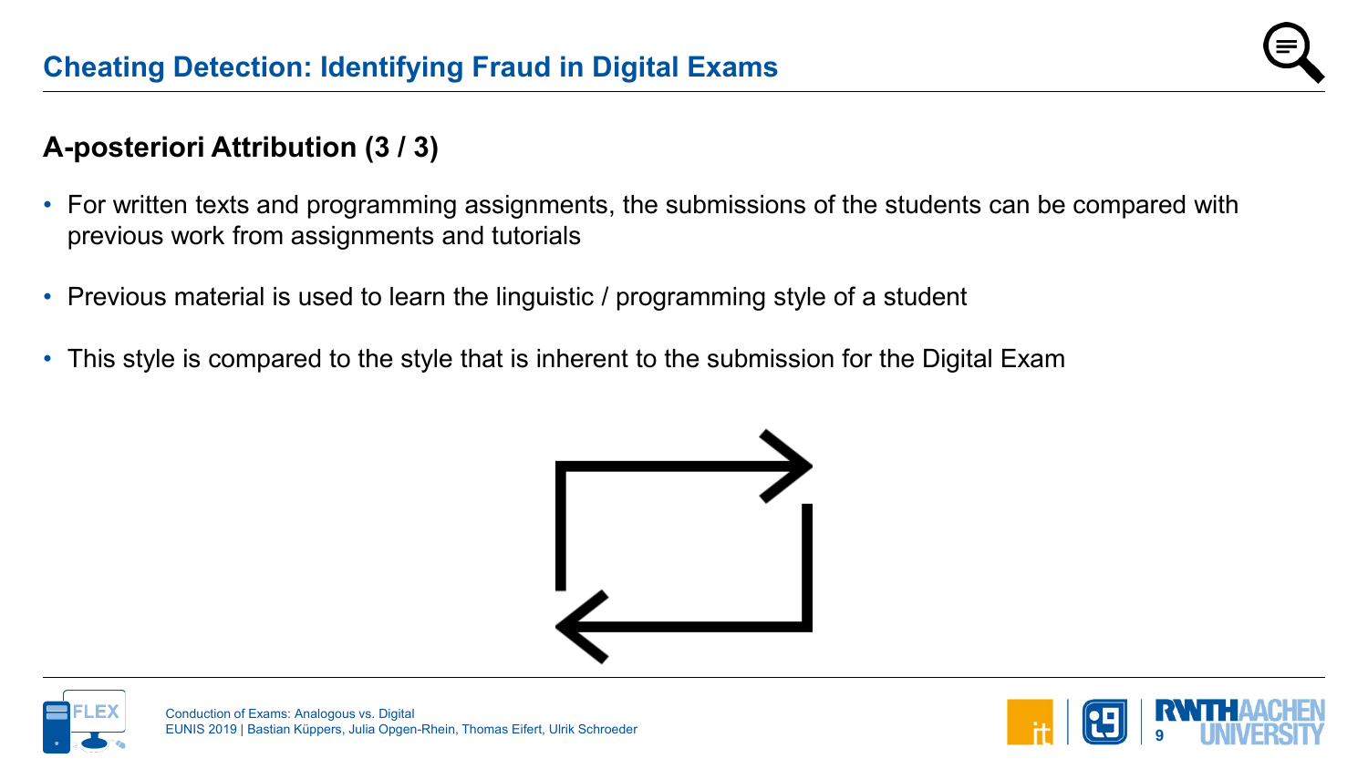# Cheating Detection: Identifying Fraud in Digital Exams

## A-posteriori Attribution (3 / 3)

- For written texts and programming assignments, the submissions of the students can be compared with previous work from assignments and tutorials
- Previous material is used to learn the linguistic / programming style of a student
- This style is compared to the style that is inherent to the submission for the Digital Exam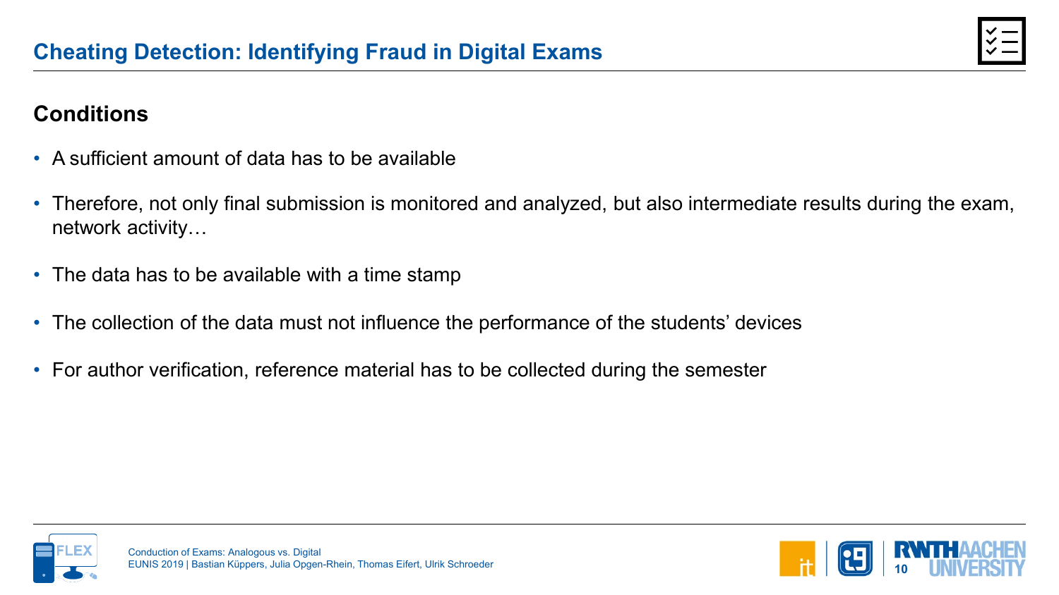# Cheating Detection: Identifying Fraud in Digital Exams

## Conditions

- A sufficient amount of data has to be available
- Therefore, not only final submission is monitored and analyzed, but also intermediate results during the exam, network activity…
- The data has to be available with a time stamp
- The collection of the data must not influence the performance of the students’ devices
- For author verification, reference material has to be collected during the semester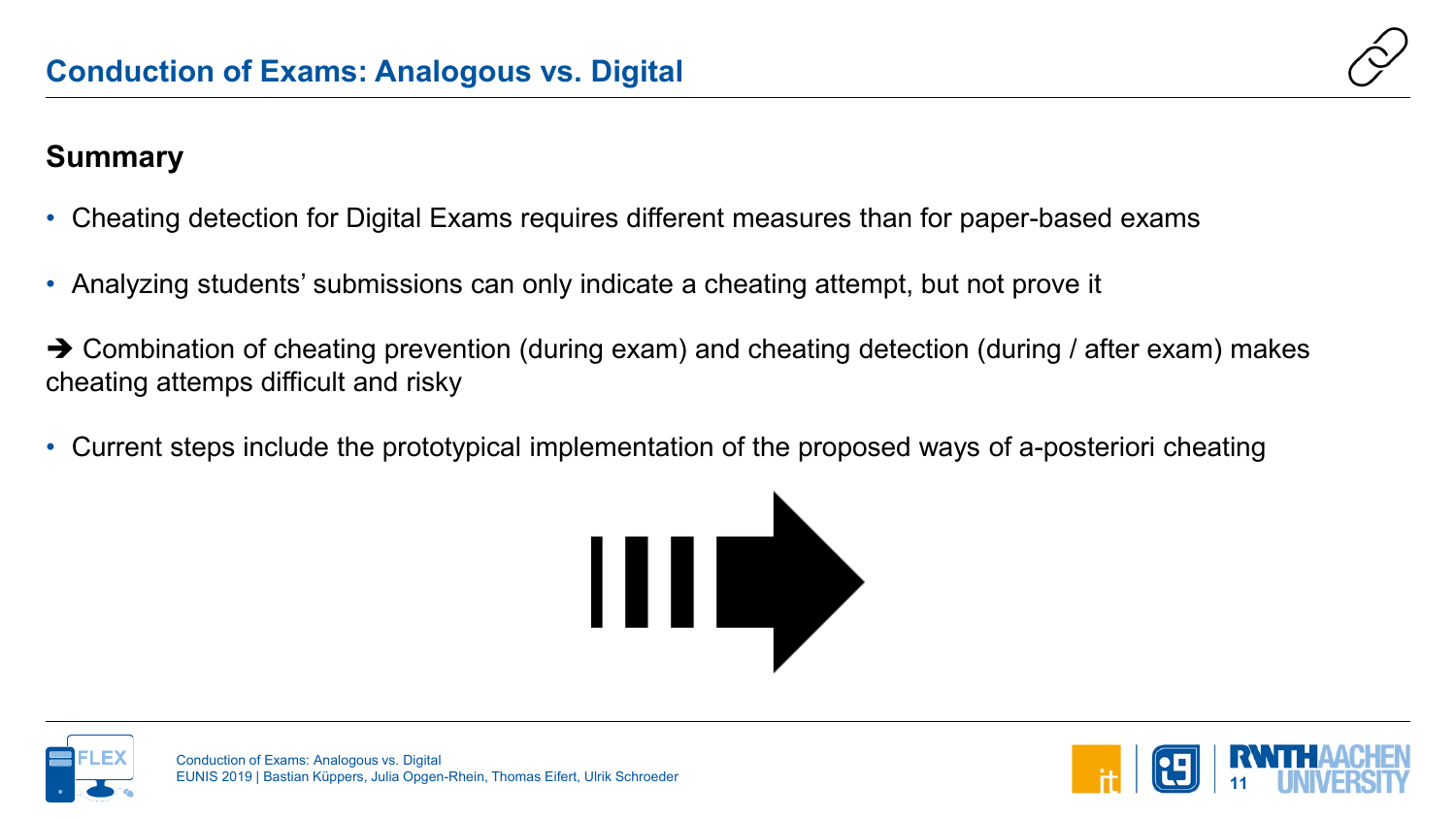# Conduction of Exams: Analogous vs. Digital

## Summary

- Cheating detection for Digital Exams requires different measures than for paper-based exams
- Analyzing students' submissions can only indicate a cheating attempt, but not prove it

➔ Combination of cheating prevention (during exam) and cheating detection (during / after exam) makes cheating attemps difficult and risky

- Current steps include the prototypical implementation of the proposed ways of a-posteriori cheating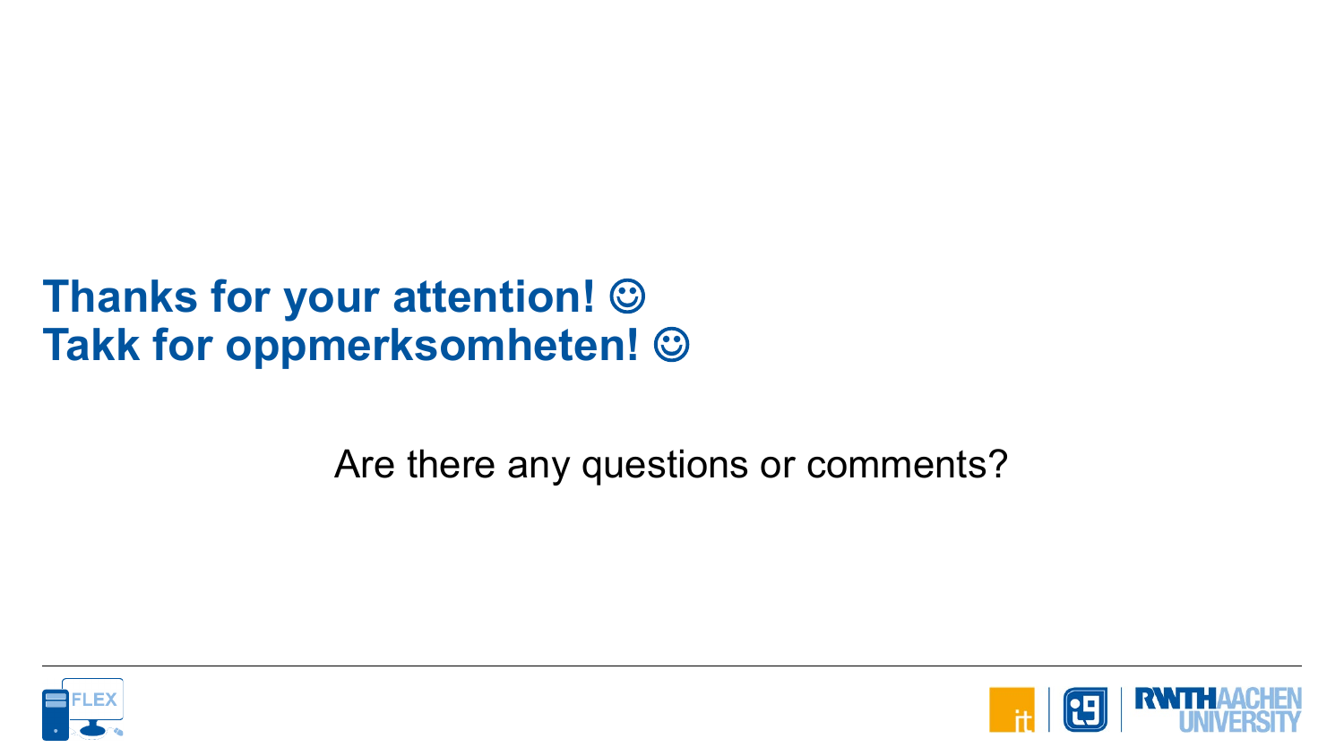**Thanks for your attention! ☺**
**Takk for oppmerksomheten! ☺**

Are there any questions or comments?